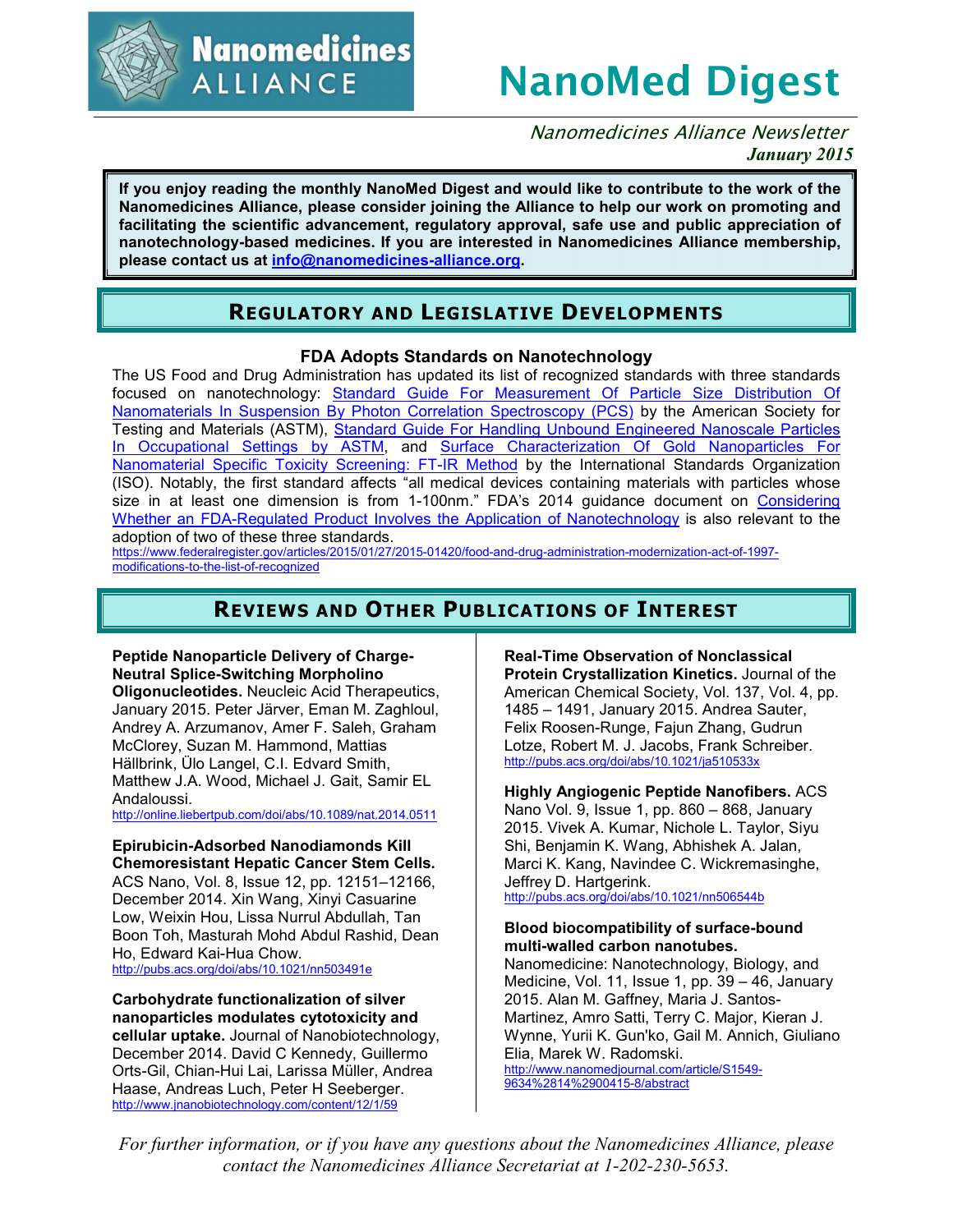# NanoMed Digest

*Nanomedicines Alliance Newsletter*
***January 2015***

**If you enjoy reading the monthly NanoMed Digest and would like to contribute to the work of the Nanomedicines Alliance, please consider joining the Alliance to help our work on promoting and facilitating the scientific advancement, regulatory approval, safe use and public appreciation of nanotechnology-based medicines. If you are interested in Nanomedicines Alliance membership, please contact us at info@nanomedicines-alliance.org.**

## Regulatory and Legislative Developments

### FDA Adopts Standards on Nanotechnology

The US Food and Drug Administration has updated its list of recognized standards with three standards focused on nanotechnology: Standard Guide For Measurement Of Particle Size Distribution Of Nanomaterials In Suspension By Photon Correlation Spectroscopy (PCS) by the American Society for Testing and Materials (ASTM), Standard Guide For Handling Unbound Engineered Nanoscale Particles In Occupational Settings by ASTM, and Surface Characterization Of Gold Nanoparticles For Nanomaterial Specific Toxicity Screening: FT-IR Method by the International Standards Organization (ISO). Notably, the first standard affects "all medical devices containing materials with particles whose size in at least one dimension is from 1-100nm." FDA's 2014 guidance document on Considering Whether an FDA-Regulated Product Involves the Application of Nanotechnology is also relevant to the adoption of two of these three standards.
https://www.federalregister.gov/articles/2015/01/27/2015-01420/food-and-drug-administration-modernization-act-of-1997-modifications-to-the-list-of-recognized

## Reviews and Other Publications of Interest

**Peptide Nanoparticle Delivery of Charge-Neutral Splice-Switching Morpholino Oligonucleotides.** Neucleic Acid Therapeutics, January 2015. Peter Järver, Eman M. Zaghloul, Andrey A. Arzumanov, Amer F. Saleh, Graham McClorey, Suzan M. Hammond, Mattias Hällbrink, Ülo Langel, C.I. Edvard Smith, Matthew J.A. Wood, Michael J. Gait, Samir EL Andaloussi.
http://online.liebertpub.com/doi/abs/10.1089/nat.2014.0511

**Epirubicin-Adsorbed Nanodiamonds Kill Chemoresistant Hepatic Cancer Stem Cells.** ACS Nano, Vol. 8, Issue 12, pp. 12151–12166, December 2014. Xin Wang, Xinyi Casuarine Low, Weixin Hou, Lissa Nurrul Abdullah, Tan Boon Toh, Masturah Mohd Abdul Rashid, Dean Ho, Edward Kai-Hua Chow.
http://pubs.acs.org/doi/abs/10.1021/nn503491e

**Carbohydrate functionalization of silver nanoparticles modulates cytotoxicity and cellular uptake.** Journal of Nanobiotechnology, December 2014. David C Kennedy, Guillermo Orts-Gil, Chian-Hui Lai, Larissa Müller, Andrea Haase, Andreas Luch, Peter H Seeberger.
http://www.jnanobiotechnology.com/content/12/1/59

**Real-Time Observation of Nonclassical Protein Crystallization Kinetics.** Journal of the American Chemical Society, Vol. 137, Vol. 4, pp. 1485 – 1491, January 2015. Andrea Sauter, Felix Roosen-Runge, Fajun Zhang, Gudrun Lotze, Robert M. J. Jacobs, Frank Schreiber.
http://pubs.acs.org/doi/abs/10.1021/ja510533x

**Highly Angiogenic Peptide Nanofibers.** ACS Nano Vol. 9, Issue 1, pp. 860 – 868, January 2015. Vivek A. Kumar, Nichole L. Taylor, Siyu Shi, Benjamin K. Wang, Abhishek A. Jalan, Marci K. Kang, Navindee C. Wickremasinghe, Jeffrey D. Hartgerink.
http://pubs.acs.org/doi/abs/10.1021/nn506544b

**Blood biocompatibility of surface-bound multi-walled carbon nanotubes.** Nanomedicine: Nanotechnology, Biology, and Medicine, Vol. 11, Issue 1, pp. 39 – 46, January 2015. Alan M. Gaffney, Maria J. Santos-Martinez, Amro Satti, Terry C. Major, Kieran J. Wynne, Yurii K. Gun'ko, Gail M. Annich, Giuliano Elia, Marek W. Radomski.
http://www.nanomedjournal.com/article/S1549-9634%2814%2900415-8/abstract

*For further information, or if you have any questions about the Nanomedicines Alliance, please contact the Nanomedicines Alliance Secretariat at 1-202-230-5653.*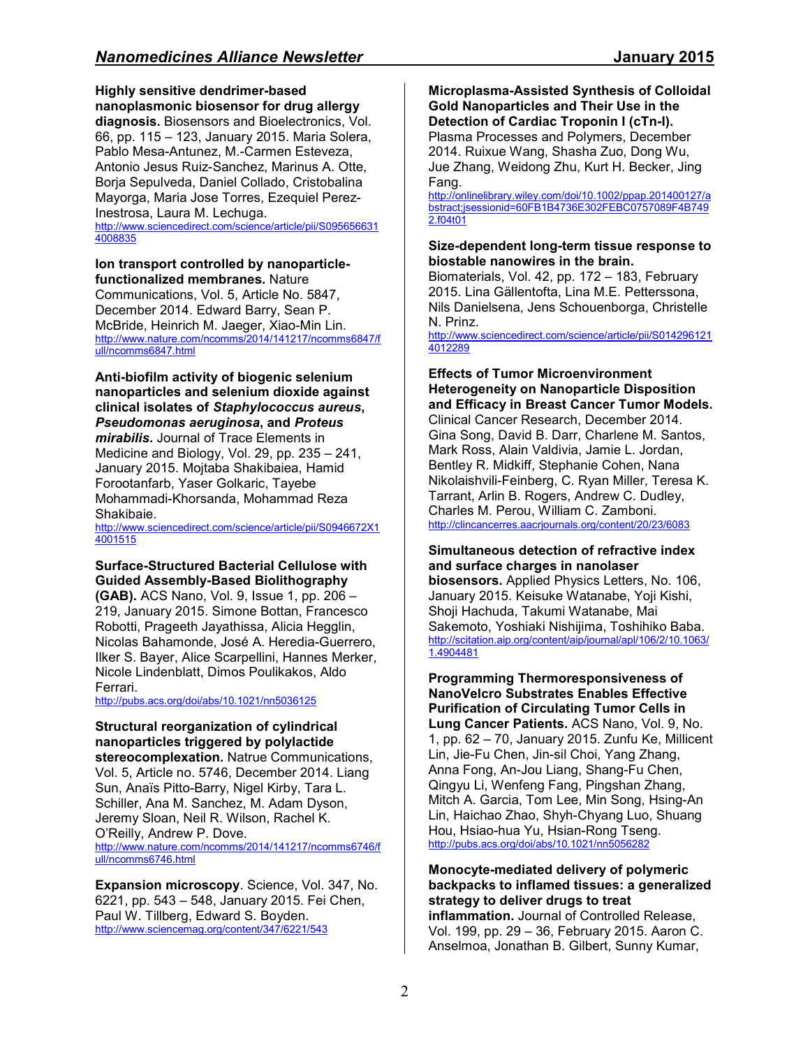**Highly sensitive dendrimer-based nanoplasmonic biosensor for drug allergy diagnosis.** Biosensors and Bioelectronics, Vol. 66, pp. 115 – 123, January 2015. Maria Solera, Pablo Mesa-Antunez, M.-Carmen Esteveza, Antonio Jesus Ruiz-Sanchez, Marinus A. Otte, Borja Sepulveda, Daniel Collado, Cristobalina Mayorga, Maria Jose Torres, Ezequiel Perez-Inestrosa, Laura M. Lechuga.
http://www.sciencedirect.com/science/article/pii/S0956566314008835

**Ion transport controlled by nanoparticle-functionalized membranes.** Nature Communications, Vol. 5, Article No. 5847, December 2014. Edward Barry, Sean P. McBride, Heinrich M. Jaeger, Xiao-Min Lin.
http://www.nature.com/ncomms/2014/141217/ncomms6847/full/ncomms6847.html

**Anti-biofilm activity of biogenic selenium nanoparticles and selenium dioxide against clinical isolates of *Staphylococcus aureus*, *Pseudomonas aeruginosa*, and *Proteus mirabilis*.** Journal of Trace Elements in Medicine and Biology, Vol. 29, pp. 235 – 241, January 2015. Mojtaba Shakibaiea, Hamid Forootanfarb, Yaser Golkaric, Tayebe Mohammadi-Khorsanda, Mohammad Reza Shakibaie.
http://www.sciencedirect.com/science/article/pii/S0946672X14001515

**Surface-Structured Bacterial Cellulose with Guided Assembly-Based Biolithography (GAB).** ACS Nano, Vol. 9, Issue 1, pp. 206 – 219, January 2015. Simone Bottan, Francesco Robotti, Prageeth Jayathissa, Alicia Hegglin, Nicolas Bahamonde, José A. Heredia-Guerrero, Ilker S. Bayer, Alice Scarpellini, Hannes Merker, Nicole Lindenblatt, Dimos Poulikakos, Aldo Ferrari.
http://pubs.acs.org/doi/abs/10.1021/nn5036125

**Structural reorganization of cylindrical nanoparticles triggered by polylactide stereocomplexation.** Natrue Communications, Vol. 5, Article no. 5746, December 2014. Liang Sun, Anaïs Pitto-Barry, Nigel Kirby, Tara L. Schiller, Ana M. Sanchez, M. Adam Dyson, Jeremy Sloan, Neil R. Wilson, Rachel K. O'Reilly, Andrew P. Dove.
http://www.nature.com/ncomms/2014/141217/ncomms6746/full/ncomms6746.html

**Expansion microscopy**. Science, Vol. 347, No. 6221, pp. 543 – 548, January 2015. Fei Chen, Paul W. Tillberg, Edward S. Boyden.
http://www.sciencemag.org/content/347/6221/543

**Microplasma-Assisted Synthesis of Colloidal Gold Nanoparticles and Their Use in the Detection of Cardiac Troponin I (cTn-I).** Plasma Processes and Polymers, December 2014. Ruixue Wang, Shasha Zuo, Dong Wu, Jue Zhang, Weidong Zhu, Kurt H. Becker, Jing Fang.
http://onlinelibrary.wiley.com/doi/10.1002/ppap.201400127/abstract;jsessionid=60FB1B4736E302FEBC0757089F4B7492.f04t01

**Size-dependent long-term tissue response to biostable nanowires in the brain.** Biomaterials, Vol. 42, pp. 172 – 183, February 2015. Lina Gällentofta, Lina M.E. Petterssona, Nils Danielsena, Jens Schouenborga, Christelle N. Prinz.
http://www.sciencedirect.com/science/article/pii/S0142961214012289

**Effects of Tumor Microenvironment Heterogeneity on Nanoparticle Disposition and Efficacy in Breast Cancer Tumor Models.** Clinical Cancer Research, December 2014. Gina Song, David B. Darr, Charlene M. Santos, Mark Ross, Alain Valdivia, Jamie L. Jordan, Bentley R. Midkiff, Stephanie Cohen, Nana Nikolaishvili-Feinberg, C. Ryan Miller, Teresa K. Tarrant, Arlin B. Rogers, Andrew C. Dudley, Charles M. Perou, William C. Zamboni.
http://clincancerres.aacrjournals.org/content/20/23/6083

**Simultaneous detection of refractive index and surface charges in nanolaser biosensors.** Applied Physics Letters, No. 106, January 2015. Keisuke Watanabe, Yoji Kishi, Shoji Hachuda, Takumi Watanabe, Mai Sakemoto, Yoshiaki Nishijima, Toshihiko Baba.
http://scitation.aip.org/content/aip/journal/apl/106/2/10.1063/1.4904481

**Programming Thermoresponsiveness of NanoVelcro Substrates Enables Effective Purification of Circulating Tumor Cells in Lung Cancer Patients.** ACS Nano, Vol. 9, No. 1, pp. 62 – 70, January 2015. Zunfu Ke, Millicent Lin, Jie-Fu Chen, Jin-sil Choi, Yang Zhang, Anna Fong, An-Jou Liang, Shang-Fu Chen, Qingyu Li, Wenfeng Fang, Pingshan Zhang, Mitch A. Garcia, Tom Lee, Min Song, Hsing-An Lin, Haichao Zhao, Shyh-Chyang Luo, Shuang Hou, Hsiao-hua Yu, Hsian-Rong Tseng.
http://pubs.acs.org/doi/abs/10.1021/nn5056282

**Monocyte-mediated delivery of polymeric backpacks to inflamed tissues: a generalized strategy to deliver drugs to treat inflammation.** Journal of Controlled Release, Vol. 199, pp. 29 – 36, February 2015. Aaron C. Anselmoa, Jonathan B. Gilbert, Sunny Kumar,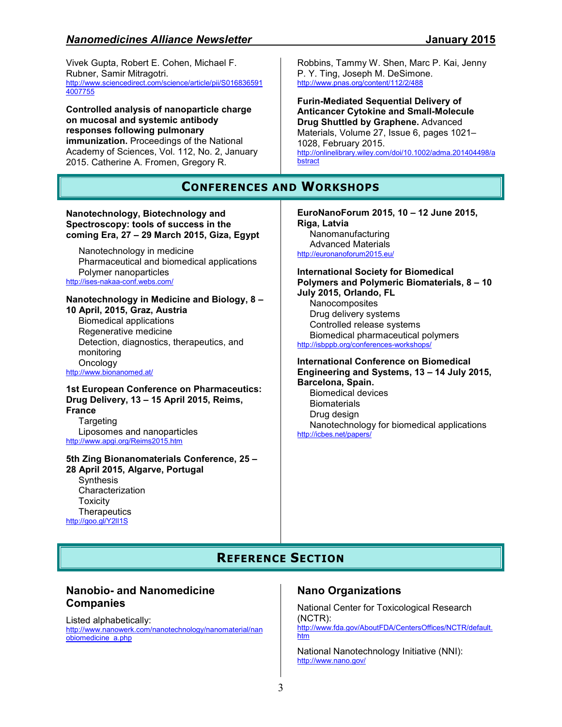Vivek Gupta, Robert E. Cohen, Michael F. Rubner, Samir Mitragotri.
http://www.sciencedirect.com/science/article/pii/S0168365914007755

**Controlled analysis of nanoparticle charge on mucosal and systemic antibody responses following pulmonary immunization.** Proceedings of the National Academy of Sciences, Vol. 112, No. 2, January 2015. Catherine A. Fromen, Gregory R. Robbins, Tammy W. Shen, Marc P. Kai, Jenny P. Y. Ting, Joseph M. DeSimone.
http://www.pnas.org/content/112/2/488

**Furin-Mediated Sequential Delivery of Anticancer Cytokine and Small-Molecule Drug Shuttled by Graphene.** Advanced Materials, Volume 27, Issue 6, pages 1021–1028, February 2015.
http://onlinelibrary.wiley.com/doi/10.1002/adma.201404498/abstract

## Conferences and Workshops

**Nanotechnology, Biotechnology and Spectroscopy: tools of success in the coming Era, 27 – 29 March 2015, Giza, Egypt**

Nanotechnology in medicine
Pharmaceutical and biomedical applications
Polymer nanoparticles
http://ises-nakaa-conf.webs.com/

**Nanotechnology in Medicine and Biology, 8 – 10 April, 2015, Graz, Austria**

Biomedical applications
Regenerative medicine
Detection, diagnostics, therapeutics, and monitoring
Oncology
http://www.bionanomed.at/

**1st European Conference on Pharmaceutics: Drug Delivery, 13 – 15 April 2015, Reims, France**

Targeting
Liposomes and nanoparticles
http://www.apgi.org/Reims2015.htm

**5th Zing Bionanomaterials Conference, 25 – 28 April 2015, Algarve, Portugal**

Synthesis
Characterization
Toxicity
Therapeutics
http://goo.gl/Y2lI1S

**EuroNanoForum 2015, 10 – 12 June 2015, Riga, Latvia**

Nanomanufacturing
Advanced Materials
http://euronanoforum2015.eu/

**International Society for Biomedical Polymers and Polymeric Biomaterials, 8 – 10 July 2015, Orlando, FL**

Nanocomposites
Drug delivery systems
Controlled release systems
Biomedical pharmaceutical polymers
http://isbppb.org/conferences-workshops/

**International Conference on Biomedical Engineering and Systems, 13 – 14 July 2015, Barcelona, Spain.**

Biomedical devices
Biomaterials
Drug design
Nanotechnology for biomedical applications
http://icbes.net/papers/

## Reference Section

### Nanobio- and Nanomedicine Companies

Listed alphabetically:
http://www.nanowerk.com/nanotechnology/nanomaterial/nanobiomedicine_a.php

### Nano Organizations

National Center for Toxicological Research (NCTR):
http://www.fda.gov/AboutFDA/CentersOffices/NCTR/default.htm

National Nanotechnology Initiative (NNI):
http://www.nano.gov/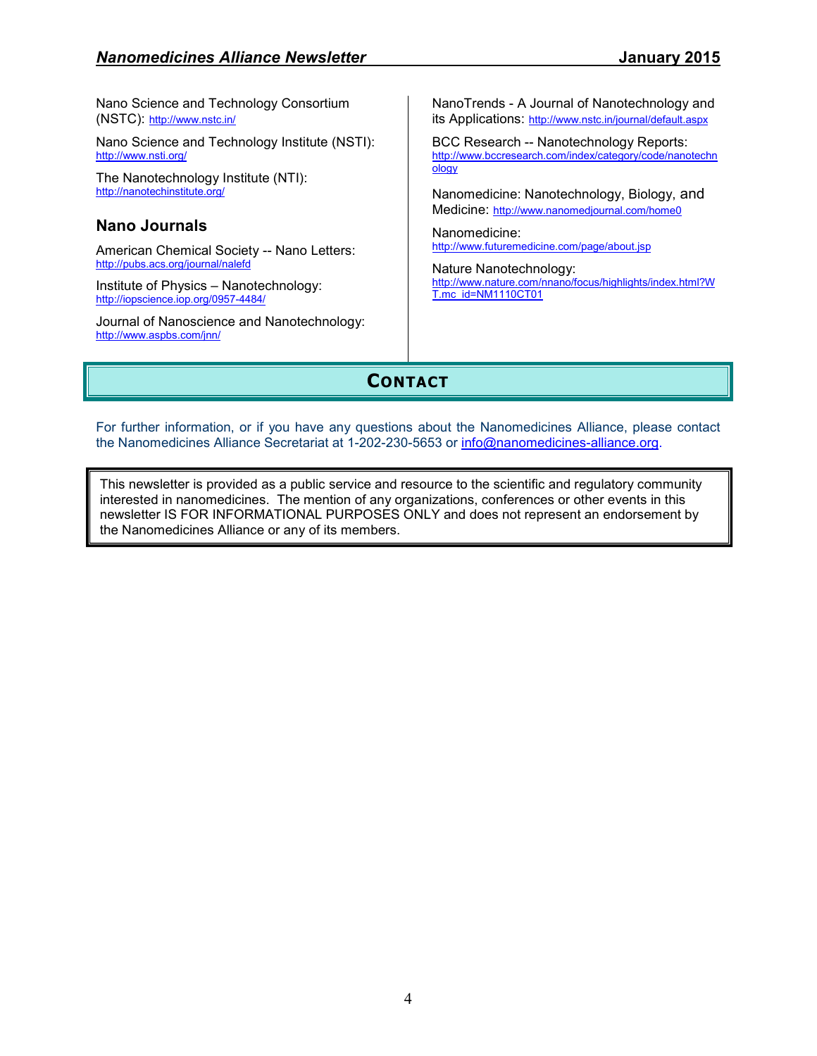Nano Science and Technology Consortium (NSTC): http://www.nstc.in/

Nano Science and Technology Institute (NSTI): http://www.nsti.org/

The Nanotechnology Institute (NTI): http://nanotechinstitute.org/

## Nano Journals

American Chemical Society -- Nano Letters: http://pubs.acs.org/journal/nalefd

Institute of Physics – Nanotechnology: http://iopscience.iop.org/0957-4484/

Journal of Nanoscience and Nanotechnology: http://www.aspbs.com/jnn/

NanoTrends - A Journal of Nanotechnology and its Applications: http://www.nstc.in/journal/default.aspx

BCC Research -- Nanotechnology Reports: http://www.bccresearch.com/index/category/code/nanotechnology

Nanomedicine: Nanotechnology, Biology, and Medicine: http://www.nanomedjournal.com/home0

Nanomedicine: http://www.futuremedicine.com/page/about.jsp

Nature Nanotechnology: http://www.nature.com/nnano/focus/highlights/index.html?WT.mc_id=NM1110CT01

## CONTACT

For further information, or if you have any questions about the Nanomedicines Alliance, please contact the Nanomedicines Alliance Secretariat at 1-202-230-5653 or info@nanomedicines-alliance.org.

This newsletter is provided as a public service and resource to the scientific and regulatory community interested in nanomedicines. The mention of any organizations, conferences or other events in this newsletter IS FOR INFORMATIONAL PURPOSES ONLY and does not represent an endorsement by the Nanomedicines Alliance or any of its members.